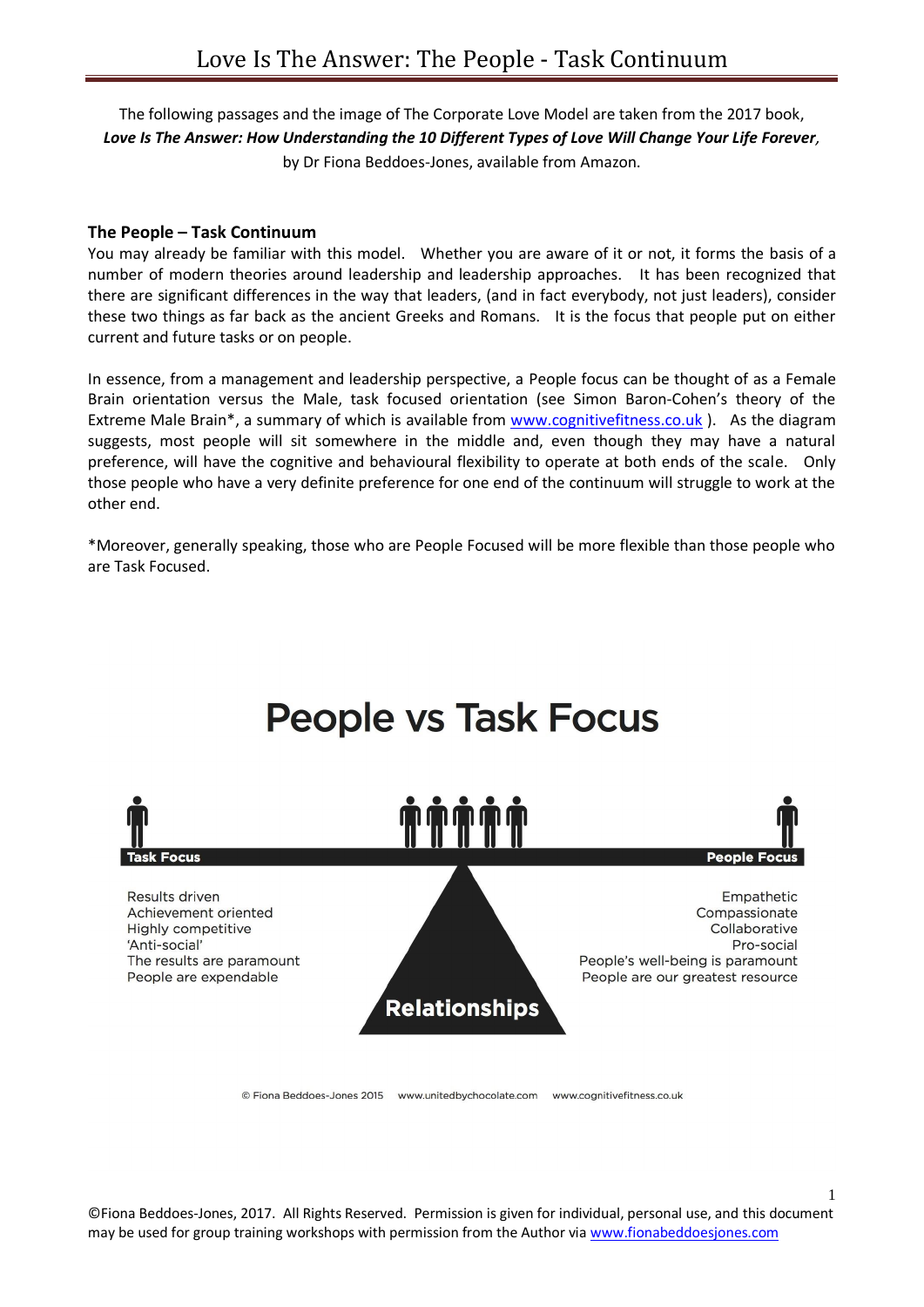# Love Is The Answer: The People - Task Continuum

The following passages and the image of The Corporate Love Model are taken from the 2017 book, ***Love Is The Answer: How Understanding the 10 Different Types of Love Will Change Your Life Forever,*** by Dr Fiona Beddoes-Jones, available from Amazon.

**The People – Task Continuum**

You may already be familiar with this model. Whether you are aware of it or not, it forms the basis of a number of modern theories around leadership and leadership approaches. It has been recognized that there are significant differences in the way that leaders, (and in fact everybody, not just leaders), consider these two things as far back as the ancient Greeks and Romans. It is the focus that people put on either current and future tasks or on people.

In essence, from a management and leadership perspective, a People focus can be thought of as a Female Brain orientation versus the Male, task focused orientation (see Simon Baron-Cohen's theory of the Extreme Male Brain*, a summary of which is available from [www.cognitivefitness.co.uk](www.cognitivefitness.co.uk) ). As the diagram suggests, most people will sit somewhere in the middle and, even though they may have a natural preference, will have the cognitive and behavioural flexibility to operate at both ends of the scale. Only those people who have a very definite preference for one end of the continuum will struggle to work at the other end.

*Moreover, generally speaking, those who are People Focused will be more flexible than those people who are Task Focused.

## People vs Task Focus

| Task Focus | | People Focus |
|---|---|---|
| Results driven | | Empathetic |
| Achievement oriented | | Compassionate |
| Highly competitive | | Collaborative |
| 'Anti-social' | | Pro-social |
| The results are paramount | | People's well-being is paramount |
| People are expendable | | People are our greatest resource |
| | **Relationships** | |

© Fiona Beddoes-Jones 2015 www.unitedbychocolate.com www.cognitivefitness.co.uk

©Fiona Beddoes-Jones, 2017. All Rights Reserved. Permission is given for individual, personal use, and this document may be used for group training workshops with permission from the Author via [www.fionabeddoesjones.com](www.fionabeddoesjones.com)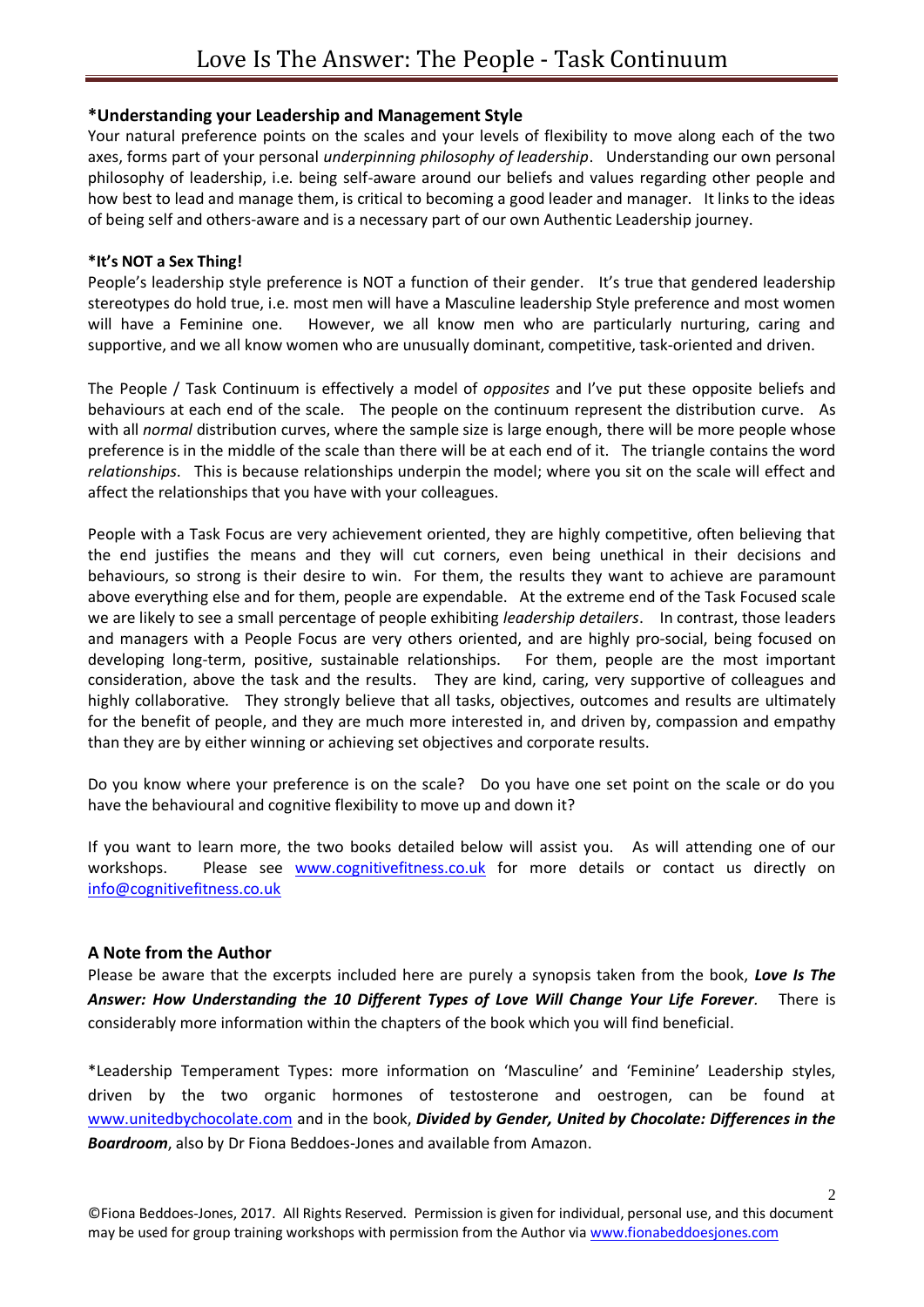### *Understanding your Leadership and Management Style

Your natural preference points on the scales and your levels of flexibility to move along each of the two axes, forms part of your personal *underpinning philosophy of leadership*. Understanding our own personal philosophy of leadership, i.e. being self-aware around our beliefs and values regarding other people and how best to lead and manage them, is critical to becoming a good leader and manager. It links to the ideas of being self and others-aware and is a necessary part of our own Authentic Leadership journey.

### *It's NOT a Sex Thing!

People's leadership style preference is NOT a function of their gender. It's true that gendered leadership stereotypes do hold true, i.e. most men will have a Masculine leadership Style preference and most women will have a Feminine one. However, we all know men who are particularly nurturing, caring and supportive, and we all know women who are unusually dominant, competitive, task-oriented and driven.

The People / Task Continuum is effectively a model of *opposites* and I've put these opposite beliefs and behaviours at each end of the scale. The people on the continuum represent the distribution curve. As with all *normal* distribution curves, where the sample size is large enough, there will be more people whose preference is in the middle of the scale than there will be at each end of it. The triangle contains the word *relationships*. This is because relationships underpin the model; where you sit on the scale will effect and affect the relationships that you have with your colleagues.

People with a Task Focus are very achievement oriented, they are highly competitive, often believing that the end justifies the means and they will cut corners, even being unethical in their decisions and behaviours, so strong is their desire to win. For them, the results they want to achieve are paramount above everything else and for them, people are expendable. At the extreme end of the Task Focused scale we are likely to see a small percentage of people exhibiting *leadership detailers*. In contrast, those leaders and managers with a People Focus are very others oriented, and are highly pro-social, being focused on developing long-term, positive, sustainable relationships. For them, people are the most important consideration, above the task and the results. They are kind, caring, very supportive of colleagues and highly collaborative. They strongly believe that all tasks, objectives, outcomes and results are ultimately for the benefit of people, and they are much more interested in, and driven by, compassion and empathy than they are by either winning or achieving set objectives and corporate results.

Do you know where your preference is on the scale? Do you have one set point on the scale or do you have the behavioural and cognitive flexibility to move up and down it?

If you want to learn more, the two books detailed below will assist you. As will attending one of our workshops. Please see www.cognitivefitness.co.uk for more details or contact us directly on info@cognitivefitness.co.uk

### A Note from the Author

Please be aware that the excerpts included here are purely a synopsis taken from the book, ***Love Is The Answer: How Understanding the 10 Different Types of Love Will Change Your Life Forever***. There is considerably more information within the chapters of the book which you will find beneficial.

*Leadership Temperament Types: more information on 'Masculine' and 'Feminine' Leadership styles, driven by the two organic hormones of testosterone and oestrogen, can be found at www.unitedbychocolate.com and in the book, ***Divided by Gender, United by Chocolate: Differences in the Boardroom***, also by Dr Fiona Beddoes-Jones and available from Amazon.

©Fiona Beddoes-Jones, 2017. All Rights Reserved. Permission is given for individual, personal use, and this document may be used for group training workshops with permission from the Author via www.fionabeddoesjones.com